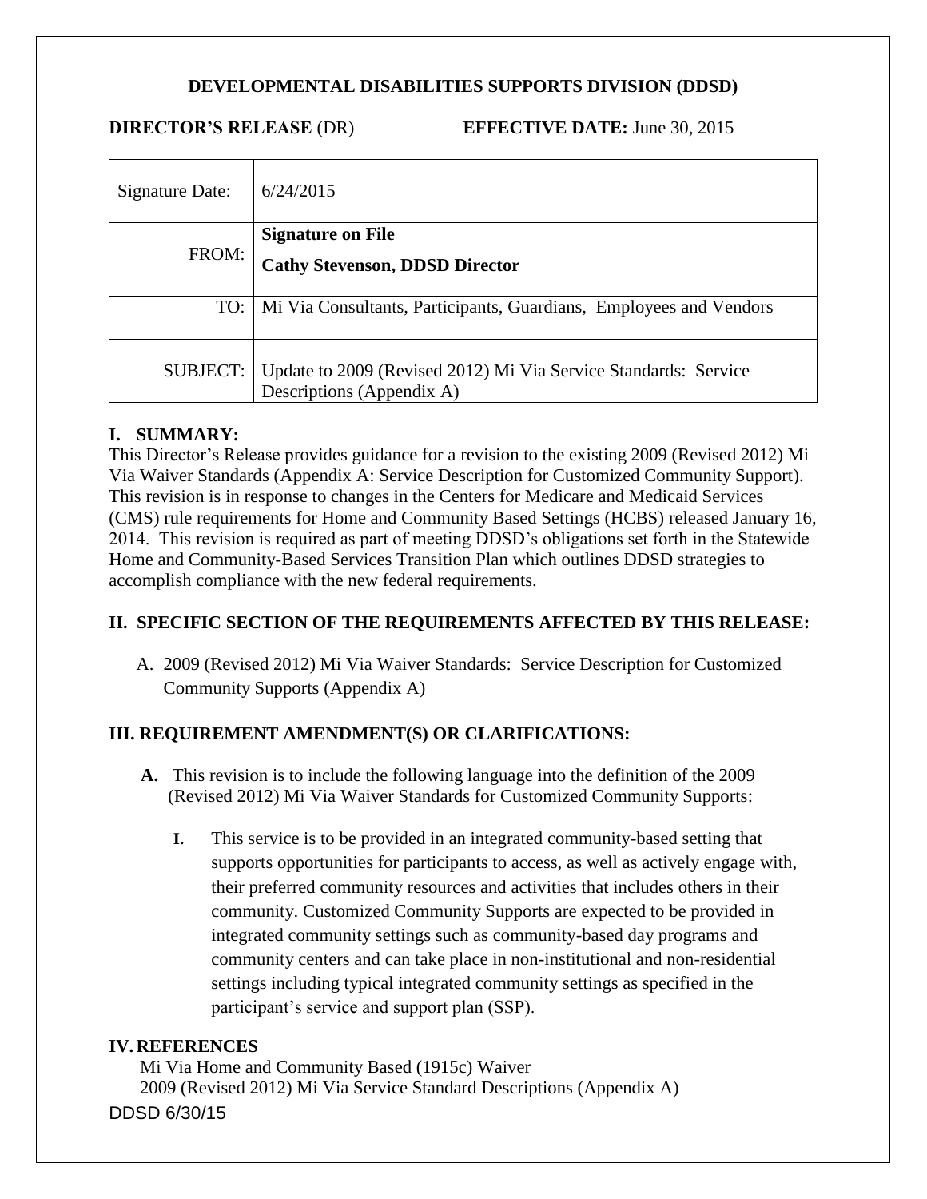**DEVELOPMENTAL DISABILITIES SUPPORTS DIVISION (DDSD)**

**DIRECTOR'S RELEASE** (DR) **EFFECTIVE DATE:** June 30, 2015

| | |
|---|---|
| Signature Date: | 6/24/2015 |
| FROM: | **Signature on File**<br>**Cathy Stevenson, DDSD Director** |
| TO: | Mi Via Consultants, Participants, Guardians, Employees and Vendors |
| SUBJECT: | Update to 2009 (Revised 2012) Mi Via Service Standards: Service Descriptions (Appendix A) |

## I. SUMMARY:

This Director's Release provides guidance for a revision to the existing 2009 (Revised 2012) Mi Via Waiver Standards (Appendix A: Service Description for Customized Community Support). This revision is in response to changes in the Centers for Medicare and Medicaid Services (CMS) rule requirements for Home and Community Based Settings (HCBS) released January 16, 2014. This revision is required as part of meeting DDSD's obligations set forth in the Statewide Home and Community-Based Services Transition Plan which outlines DDSD strategies to accomplish compliance with the new federal requirements.

## II. SPECIFIC SECTION OF THE REQUIREMENTS AFFECTED BY THIS RELEASE:

A. 2009 (Revised 2012) Mi Via Waiver Standards: Service Description for Customized Community Supports (Appendix A)

## III. REQUIREMENT AMENDMENT(S) OR CLARIFICATIONS:

**A.** This revision is to include the following language into the definition of the 2009 (Revised 2012) Mi Via Waiver Standards for Customized Community Supports:

**I.** This service is to be provided in an integrated community-based setting that supports opportunities for participants to access, as well as actively engage with, their preferred community resources and activities that includes others in their community. Customized Community Supports are expected to be provided in integrated community settings such as community-based day programs and community centers and can take place in non-institutional and non-residential settings including typical integrated community settings as specified in the participant's service and support plan (SSP).

## IV. REFERENCES

Mi Via Home and Community Based (1915c) Waiver

2009 (Revised 2012) Mi Via Service Standard Descriptions (Appendix A)

DDSD 6/30/15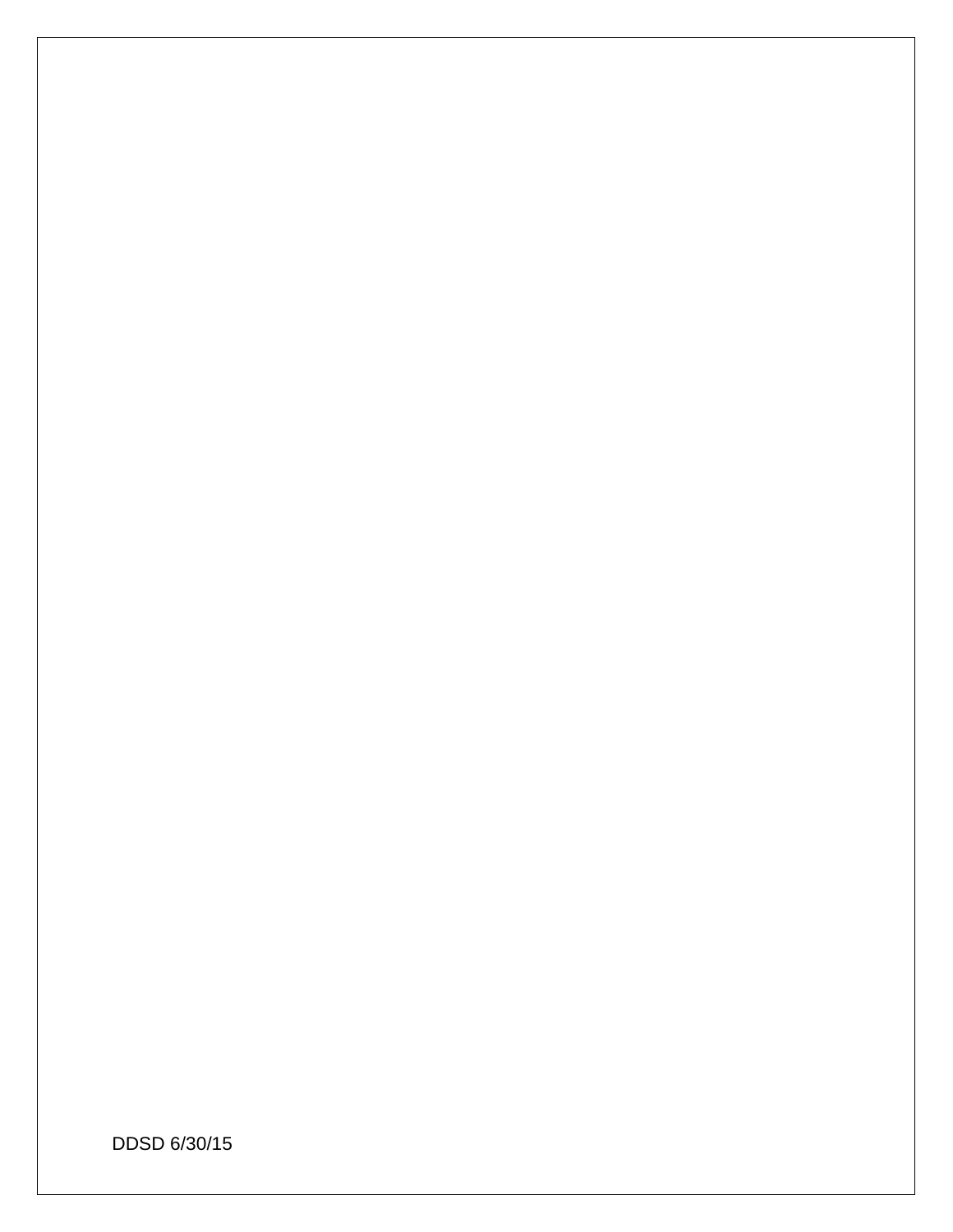DDSD 6/30/15